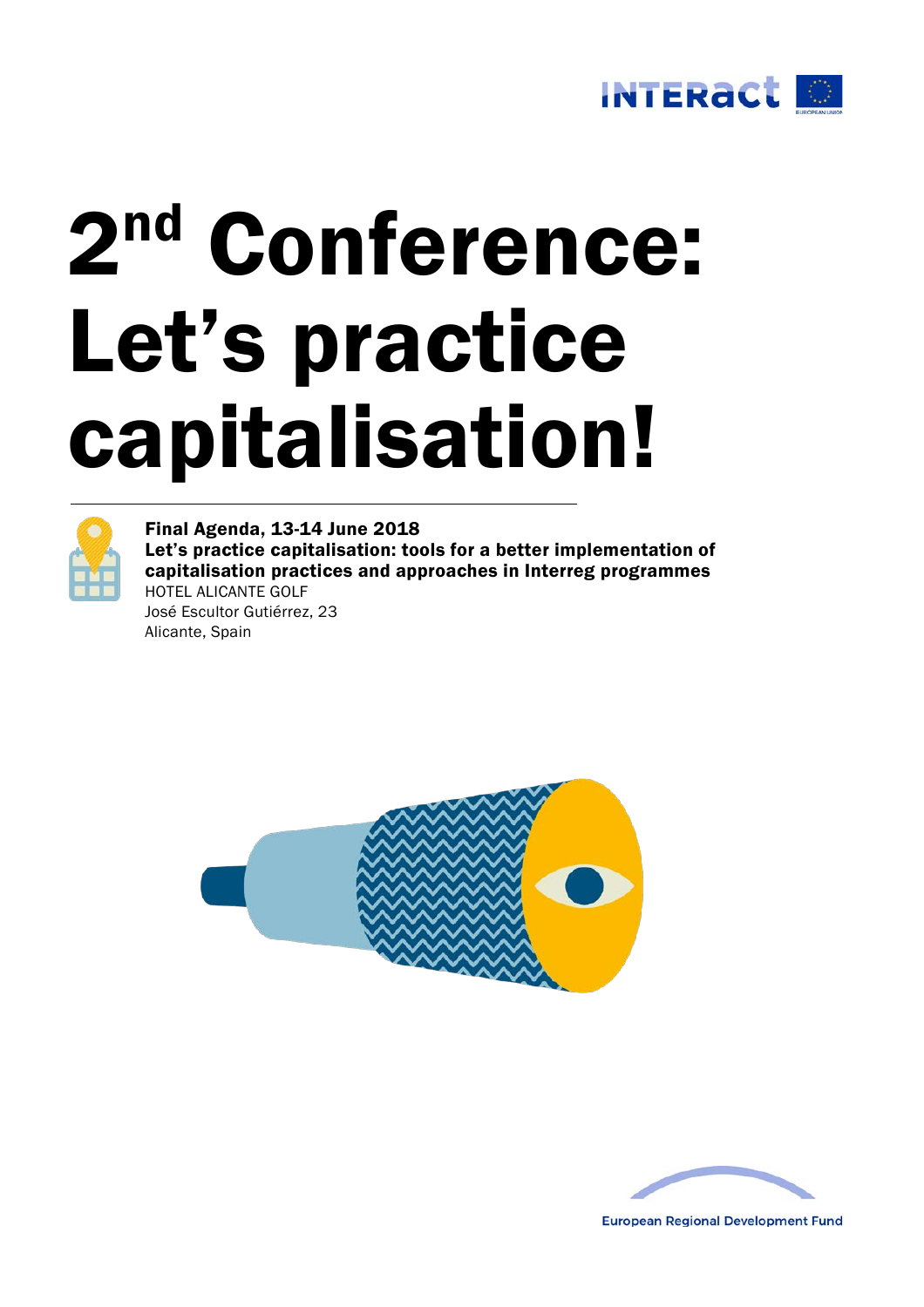# 2nd Conference: Let's practice capitalisation!

**Final Agenda, 13-14 June 2018**
**Let's practice capitalisation: tools for a better implementation of capitalisation practices and approaches in Interreg programmes**
HOTEL ALICANTE GOLF
José Escultor Gutiérrez, 23
Alicante, Spain

European Regional Development Fund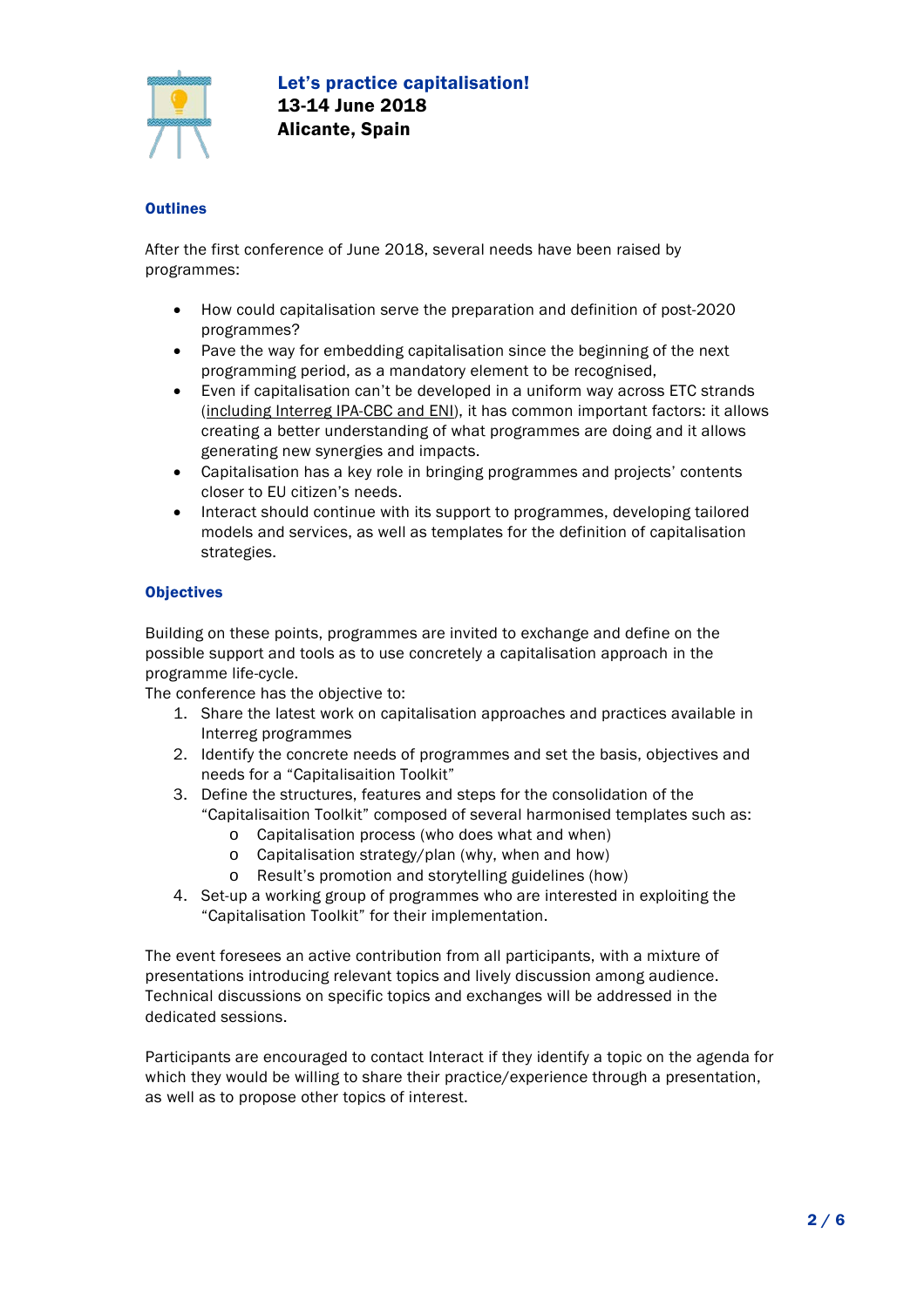**Let's practice capitalisation!**
**13-14 June 2018**
**Alicante, Spain**

## Outlines

After the first conference of June 2018, several needs have been raised by programmes:

- How could capitalisation serve the preparation and definition of post-2020 programmes?
- Pave the way for embedding capitalisation since the beginning of the next programming period, as a mandatory element to be recognised,
- Even if capitalisation can't be developed in a uniform way across ETC strands (including Interreg IPA-CBC and ENI), it has common important factors: it allows creating a better understanding of what programmes are doing and it allows generating new synergies and impacts.
- Capitalisation has a key role in bringing programmes and projects' contents closer to EU citizen's needs.
- Interact should continue with its support to programmes, developing tailored models and services, as well as templates for the definition of capitalisation strategies.

## Objectives

Building on these points, programmes are invited to exchange and define on the possible support and tools as to use concretely a capitalisation approach in the programme life-cycle.
The conference has the objective to:

1. Share the latest work on capitalisation approaches and practices available in Interreg programmes
2. Identify the concrete needs of programmes and set the basis, objectives and needs for a "Capitalisaition Toolkit"
3. Define the structures, features and steps for the consolidation of the "Capitalisaition Toolkit" composed of several harmonised templates such as:
   - Capitalisation process (who does what and when)
   - Capitalisation strategy/plan (why, when and how)
   - Result's promotion and storytelling guidelines (how)
4. Set-up a working group of programmes who are interested in exploiting the "Capitalisation Toolkit" for their implementation.

The event foresees an active contribution from all participants, with a mixture of presentations introducing relevant topics and lively discussion among audience. Technical discussions on specific topics and exchanges will be addressed in the dedicated sessions.

Participants are encouraged to contact Interact if they identify a topic on the agenda for which they would be willing to share their practice/experience through a presentation, as well as to propose other topics of interest.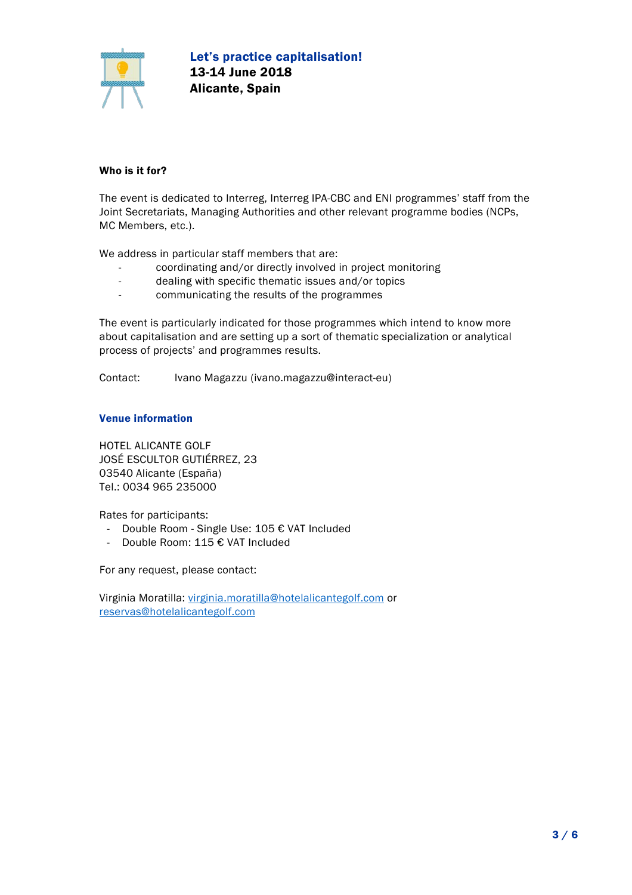**Let's practice capitalisation!**
**13-14 June 2018**
**Alicante, Spain**

**Who is it for?**

The event is dedicated to Interreg, Interreg IPA-CBC and ENI programmes' staff from the Joint Secretariats, Managing Authorities and other relevant programme bodies (NCPs, MC Members, etc.).

We address in particular staff members that are:

- coordinating and/or directly involved in project monitoring
- dealing with specific thematic issues and/or topics
- communicating the results of the programmes

The event is particularly indicated for those programmes which intend to know more about capitalisation and are setting up a sort of thematic specialization or analytical process of projects' and programmes results.

Contact: Ivano Magazzu (ivano.magazzu@interact-eu)

**Venue information**

HOTEL ALICANTE GOLF
JOSÉ ESCULTOR GUTIÉRREZ, 23
03540 Alicante (España)
Tel.: 0034 965 235000

Rates for participants:

- Double Room - Single Use: 105 € VAT Included
- Double Room: 115 € VAT Included

For any request, please contact:

Virginia Moratilla: virginia.moratilla@hotelalicantegolf.com or reservas@hotelalicantegolf.com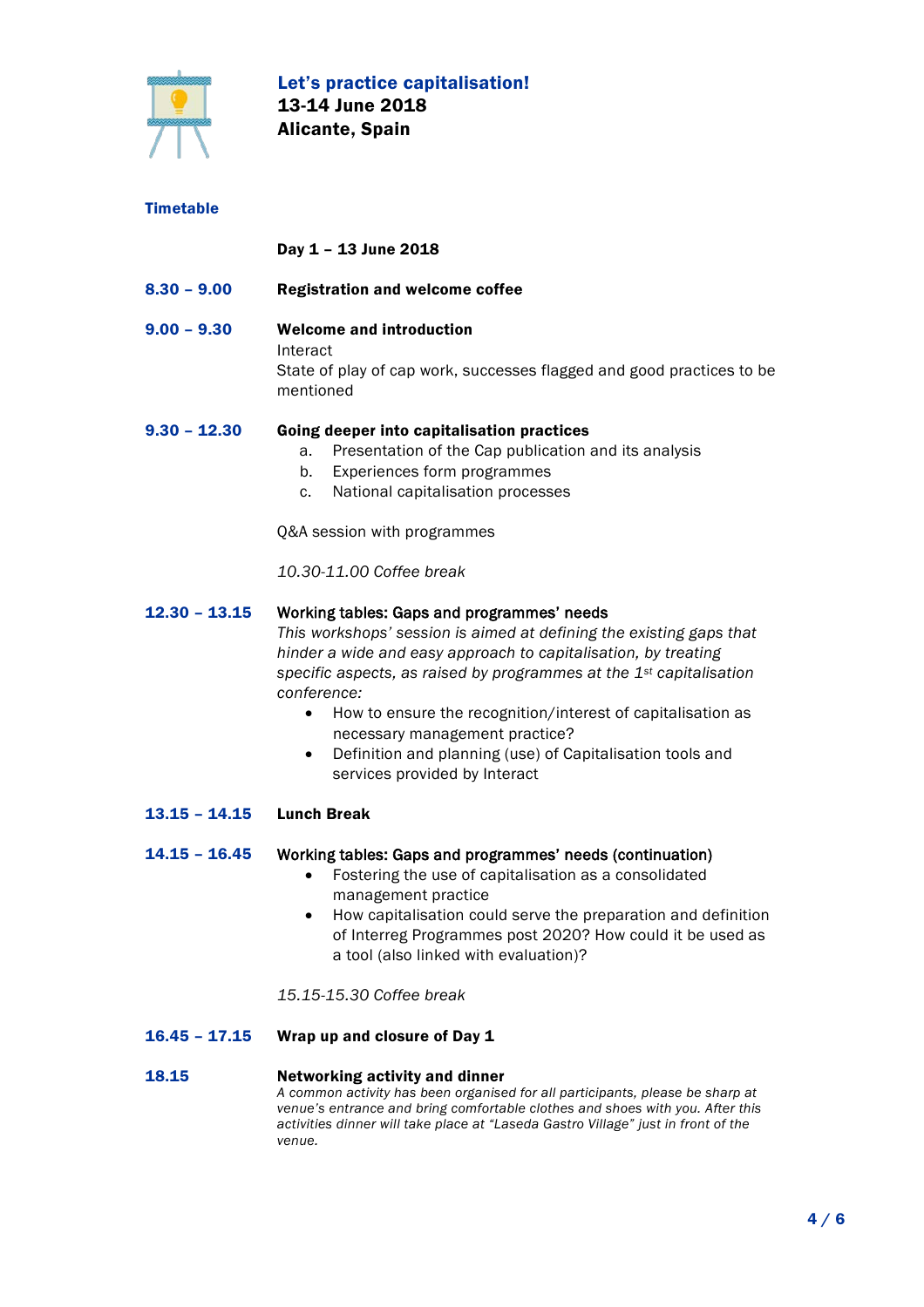**Let's practice capitalisation!**
**13-14 June 2018**
**Alicante, Spain**

## Timetable

**Day 1 – 13 June 2018**

**8.30 – 9.00** **Registration and welcome coffee**

**9.00 – 9.30** **Welcome and introduction**
Interact
State of play of cap work, successes flagged and good practices to be mentioned

**9.30 – 12.30** **Going deeper into capitalisation practices**

a. Presentation of the Cap publication and its analysis
b. Experiences form programmes
c. National capitalisation processes

Q&A session with programmes

*10.30-11.00 Coffee break*

**12.30 – 13.15** **Working tables: Gaps and programmes' needs**
*This workshops' session is aimed at defining the existing gaps that hinder a wide and easy approach to capitalisation, by treating specific aspects, as raised by programmes at the 1st capitalisation conference:*

- How to ensure the recognition/interest of capitalisation as necessary management practice?
- Definition and planning (use) of Capitalisation tools and services provided by Interact

**13.15 – 14.15** **Lunch Break**

**14.15 – 16.45** **Working tables: Gaps and programmes' needs (continuation)**

- Fostering the use of capitalisation as a consolidated management practice
- How capitalisation could serve the preparation and definition of Interreg Programmes post 2020? How could it be used as a tool (also linked with evaluation)?

*15.15-15.30 Coffee break*

**16.45 – 17.15** **Wrap up and closure of Day 1**

**18.15** **Networking activity and dinner**
*A common activity has been organised for all participants, please be sharp at venue's entrance and bring comfortable clothes and shoes with you. After this activities dinner will take place at "Laseda Gastro Village" just in front of the venue.*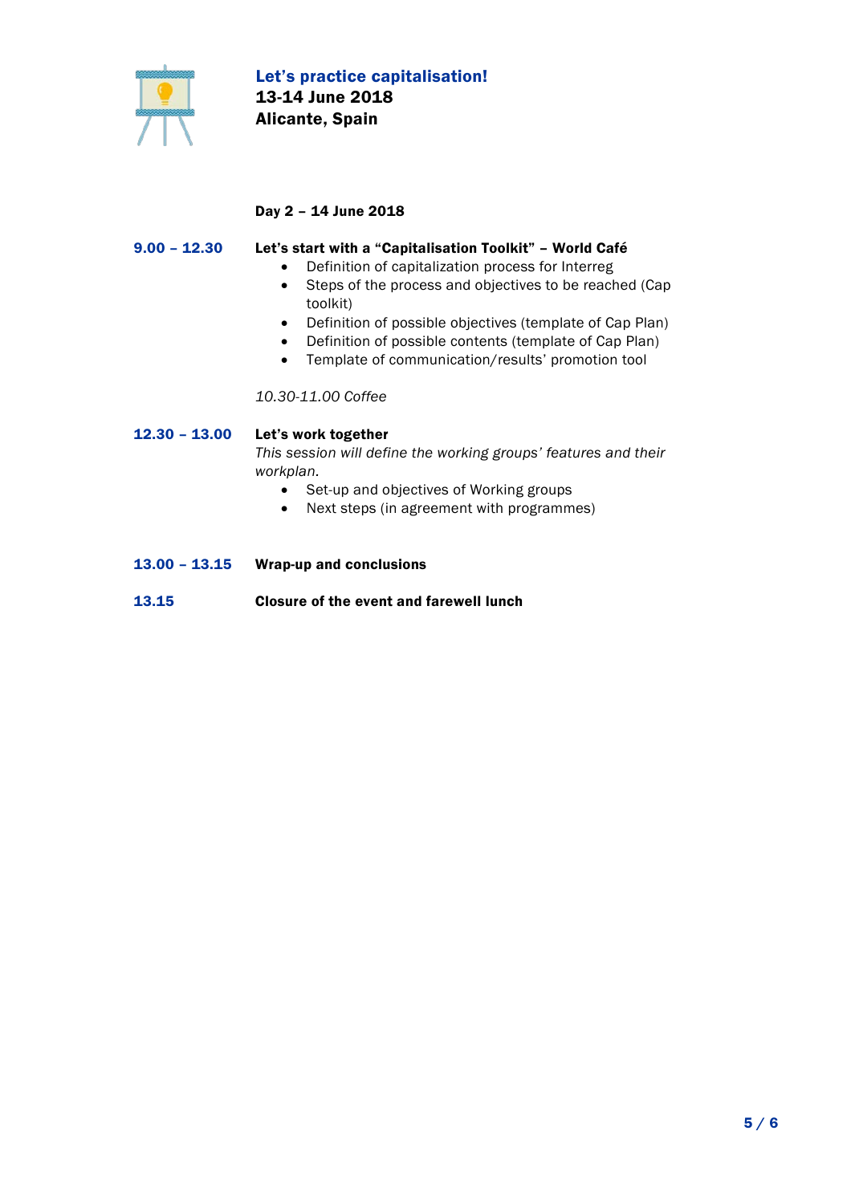**Let's practice capitalisation!**
**13-14 June 2018**
**Alicante, Spain**

**Day 2 – 14 June 2018**

**9.00 – 12.30** **Let's start with a "Capitalisation Toolkit" – World Café**

- Definition of capitalization process for Interreg
- Steps of the process and objectives to be reached (Cap toolkit)
- Definition of possible objectives (template of Cap Plan)
- Definition of possible contents (template of Cap Plan)
- Template of communication/results' promotion tool

*10.30-11.00 Coffee*

**12.30 – 13.00** **Let's work together**

*This session will define the working groups' features and their workplan.*

- Set-up and objectives of Working groups
- Next steps (in agreement with programmes)

**13.00 – 13.15** **Wrap-up and conclusions**

**13.15** **Closure of the event and farewell lunch**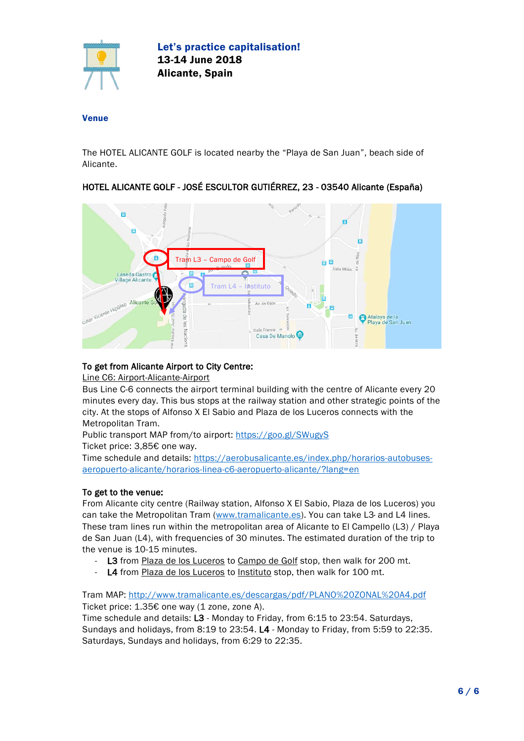**Let's practice capitalisation!**
**13-14 June 2018**
**Alicante, Spain**

## Venue

The HOTEL ALICANTE GOLF is located nearby the "Playa de San Juan", beach side of Alicante.

HOTEL ALICANTE GOLF - JOSÉ ESCULTOR GUTIÉRREZ, 23 - 03540 Alicante (España)

Tram L3 – Campo de Golf

Tram L4 – Instituto

Laseda Gastro Village Alicante

Alicante Golf

Calle Milán

Av. de Niza

Atalaya de la Playa de San Juan

Av. de Gijón

Calle Francia

Casa De Manolo

Avinguda de les Nacions

**To get from Alicante Airport to City Centre:**
Line C6: Airport-Alicante-Airport
Bus Line C-6 connects the airport terminal building with the centre of Alicante every 20 minutes every day. This bus stops at the railway station and other strategic points of the city. At the stops of Alfonso X El Sabio and Plaza de los Luceros connects with the Metropolitan Tram.
Public transport MAP from/to airport: https://goo.gl/SWugyS
Ticket price: 3,85€ one way.
Time schedule and details: https://aerobusalicante.es/index.php/horarios-autobuses-aeropuerto-alicante/horarios-linea-c6-aeropuerto-alicante/?lang=en

**To get to the venue:**
From Alicante city centre (Railway station, Alfonso X El Sabio, Plaza de los Luceros) you can take the Metropolitan Tram (www.tramalicante.es). You can take L3 and L4 lines. These tram lines run within the metropolitan area of Alicante to El Campello (L3) / Playa de San Juan (L4), with frequencies of 30 minutes. The estimated duration of the trip to the venue is 10-15 minutes.

- **L3** from Plaza de los Luceros to Campo de Golf stop, then walk for 200 mt.
- **L4** from Plaza de los Luceros to Instituto stop, then walk for 100 mt.

Tram MAP: http://www.tramalicante.es/descargas/pdf/PLANO%20ZONAL%20A4.pdf
Ticket price: 1.35€ one way (1 zone, zone A).
Time schedule and details: **L3** - Monday to Friday, from 6:15 to 23:54. Saturdays, Sundays and holidays, from 8:19 to 23:54. **L4** - Monday to Friday, from 5:59 to 22:35. Saturdays, Sundays and holidays, from 6:29 to 22:35.